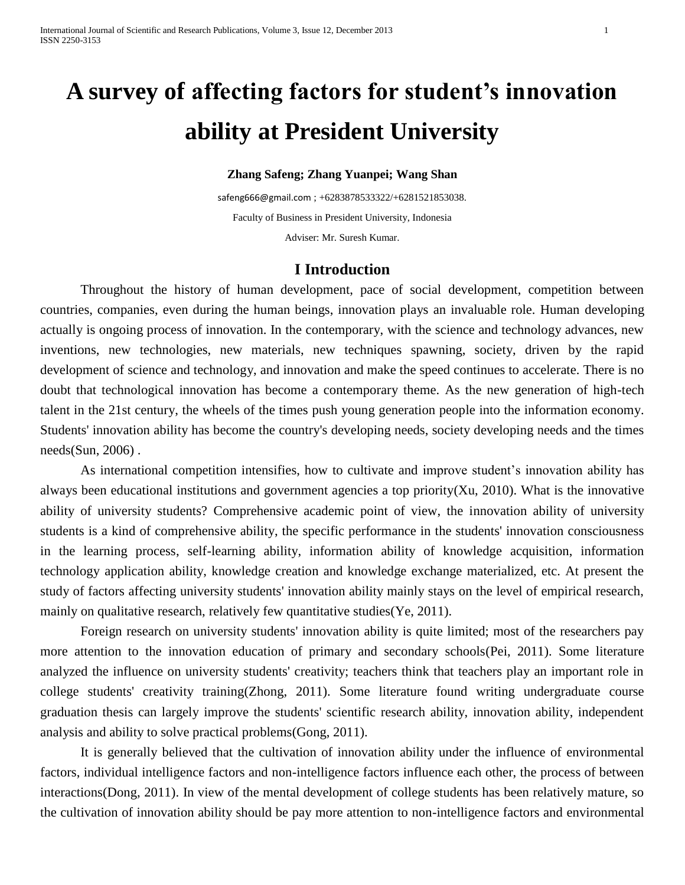# A survey of affecting factors for student's innovation ability at President University

**Zhang Safeng; Zhang Yuanpei; Wang Shan**

safeng666@gmail.com ; +6283878533322/+6281521853038.

Faculty of Business in President University, Indonesia

Adviser: Mr. Suresh Kumar.

## I Introduction

Throughout the history of human development, pace of social development, competition between countries, companies, even during the human beings, innovation plays an invaluable role. Human developing actually is ongoing process of innovation. In the contemporary, with the science and technology advances, new inventions, new technologies, new materials, new techniques spawning, society, driven by the rapid development of science and technology, and innovation and make the speed continues to accelerate. There is no doubt that technological innovation has become a contemporary theme. As the new generation of high-tech talent in the 21st century, the wheels of the times push young generation people into the information economy. Students' innovation ability has become the country's developing needs, society developing needs and the times needs(Sun, 2006) .

As international competition intensifies, how to cultivate and improve student's innovation ability has always been educational institutions and government agencies a top priority(Xu, 2010). What is the innovative ability of university students? Comprehensive academic point of view, the innovation ability of university students is a kind of comprehensive ability, the specific performance in the students' innovation consciousness in the learning process, self-learning ability, information ability of knowledge acquisition, information technology application ability, knowledge creation and knowledge exchange materialized, etc. At present the study of factors affecting university students' innovation ability mainly stays on the level of empirical research, mainly on qualitative research, relatively few quantitative studies(Ye, 2011).

Foreign research on university students' innovation ability is quite limited; most of the researchers pay more attention to the innovation education of primary and secondary schools(Pei, 2011). Some literature analyzed the influence on university students' creativity; teachers think that teachers play an important role in college students' creativity training(Zhong, 2011). Some literature found writing undergraduate course graduation thesis can largely improve the students' scientific research ability, innovation ability, independent analysis and ability to solve practical problems(Gong, 2011).

It is generally believed that the cultivation of innovation ability under the influence of environmental factors, individual intelligence factors and non-intelligence factors influence each other, the process of between interactions(Dong, 2011). In view of the mental development of college students has been relatively mature, so the cultivation of innovation ability should be pay more attention to non-intelligence factors and environmental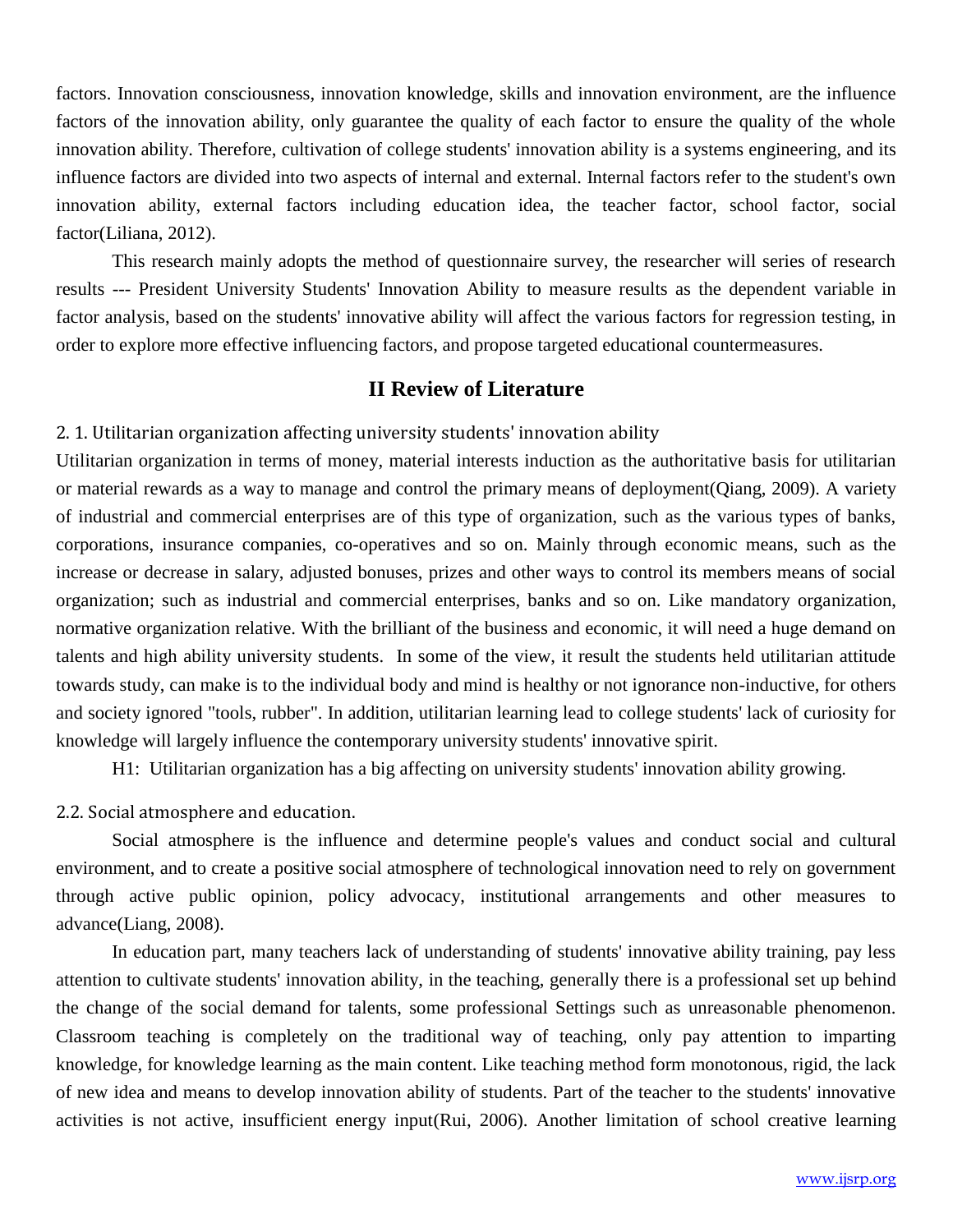factors. Innovation consciousness, innovation knowledge, skills and innovation environment, are the influence factors of the innovation ability, only guarantee the quality of each factor to ensure the quality of the whole innovation ability. Therefore, cultivation of college students' innovation ability is a systems engineering, and its influence factors are divided into two aspects of internal and external. Internal factors refer to the student's own innovation ability, external factors including education idea, the teacher factor, school factor, social factor(Liliana, 2012).

This research mainly adopts the method of questionnaire survey, the researcher will series of research results --- President University Students' Innovation Ability to measure results as the dependent variable in factor analysis, based on the students' innovative ability will affect the various factors for regression testing, in order to explore more effective influencing factors, and propose targeted educational countermeasures.

## II Review of Literature

### 2. 1. Utilitarian organization affecting university students' innovation ability

Utilitarian organization in terms of money, material interests induction as the authoritative basis for utilitarian or material rewards as a way to manage and control the primary means of deployment(Qiang, 2009). A variety of industrial and commercial enterprises are of this type of organization, such as the various types of banks, corporations, insurance companies, co-operatives and so on. Mainly through economic means, such as the increase or decrease in salary, adjusted bonuses, prizes and other ways to control its members means of social organization; such as industrial and commercial enterprises, banks and so on. Like mandatory organization, normative organization relative. With the brilliant of the business and economic, it will need a huge demand on talents and high ability university students. In some of the view, it result the students held utilitarian attitude towards study, can make is to the individual body and mind is healthy or not ignorance non-inductive, for others and society ignored "tools, rubber". In addition, utilitarian learning lead to college students' lack of curiosity for knowledge will largely influence the contemporary university students' innovative spirit.

H1: Utilitarian organization has a big affecting on university students' innovation ability growing.

### 2.2. Social atmosphere and education.

Social atmosphere is the influence and determine people's values and conduct social and cultural environment, and to create a positive social atmosphere of technological innovation need to rely on government through active public opinion, policy advocacy, institutional arrangements and other measures to advance(Liang, 2008).

In education part, many teachers lack of understanding of students' innovative ability training, pay less attention to cultivate students' innovation ability, in the teaching, generally there is a professional set up behind the change of the social demand for talents, some professional Settings such as unreasonable phenomenon. Classroom teaching is completely on the traditional way of teaching, only pay attention to imparting knowledge, for knowledge learning as the main content. Like teaching method form monotonous, rigid, the lack of new idea and means to develop innovation ability of students. Part of the teacher to the students' innovative activities is not active, insufficient energy input(Rui, 2006). Another limitation of school creative learning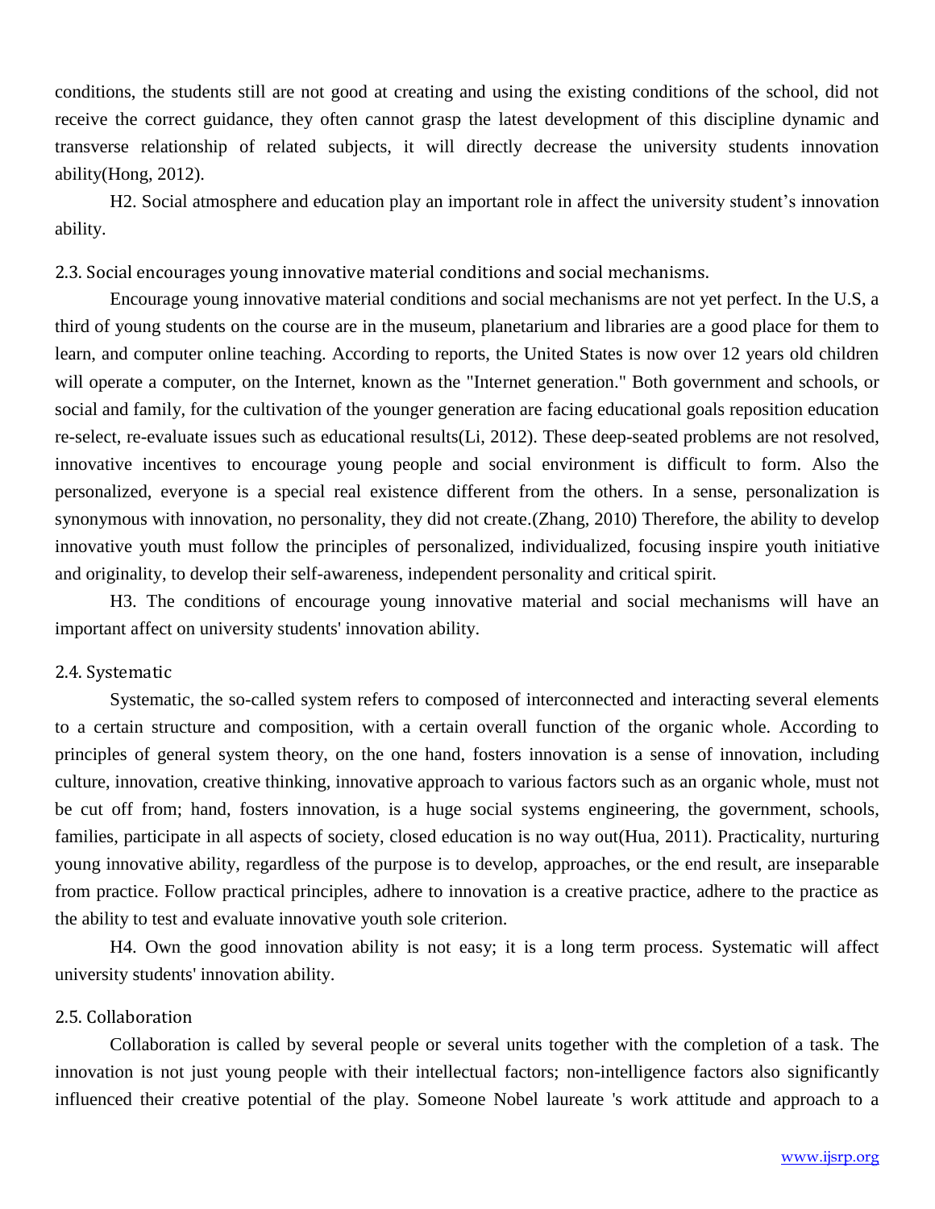conditions, the students still are not good at creating and using the existing conditions of the school, did not receive the correct guidance, they often cannot grasp the latest development of this discipline dynamic and transverse relationship of related subjects, it will directly decrease the university students innovation ability(Hong, 2012).

H2. Social atmosphere and education play an important role in affect the university student's innovation ability.

### 2.3. Social encourages young innovative material conditions and social mechanisms.

Encourage young innovative material conditions and social mechanisms are not yet perfect. In the U.S, a third of young students on the course are in the museum, planetarium and libraries are a good place for them to learn, and computer online teaching. According to reports, the United States is now over 12 years old children will operate a computer, on the Internet, known as the "Internet generation." Both government and schools, or social and family, for the cultivation of the younger generation are facing educational goals reposition education re-select, re-evaluate issues such as educational results(Li, 2012). These deep-seated problems are not resolved, innovative incentives to encourage young people and social environment is difficult to form. Also the personalized, everyone is a special real existence different from the others. In a sense, personalization is synonymous with innovation, no personality, they did not create.(Zhang, 2010) Therefore, the ability to develop innovative youth must follow the principles of personalized, individualized, focusing inspire youth initiative and originality, to develop their self-awareness, independent personality and critical spirit.

H3. The conditions of encourage young innovative material and social mechanisms will have an important affect on university students' innovation ability.

### 2.4. Systematic

Systematic, the so-called system refers to composed of interconnected and interacting several elements to a certain structure and composition, with a certain overall function of the organic whole. According to principles of general system theory, on the one hand, fosters innovation is a sense of innovation, including culture, innovation, creative thinking, innovative approach to various factors such as an organic whole, must not be cut off from; hand, fosters innovation, is a huge social systems engineering, the government, schools, families, participate in all aspects of society, closed education is no way out(Hua, 2011). Practicality, nurturing young innovative ability, regardless of the purpose is to develop, approaches, or the end result, are inseparable from practice. Follow practical principles, adhere to innovation is a creative practice, adhere to the practice as the ability to test and evaluate innovative youth sole criterion.

H4. Own the good innovation ability is not easy; it is a long term process. Systematic will affect university students' innovation ability.

### 2.5. Collaboration

Collaboration is called by several people or several units together with the completion of a task. The innovation is not just young people with their intellectual factors; non-intelligence factors also significantly influenced their creative potential of the play. Someone Nobel laureate 's work attitude and approach to a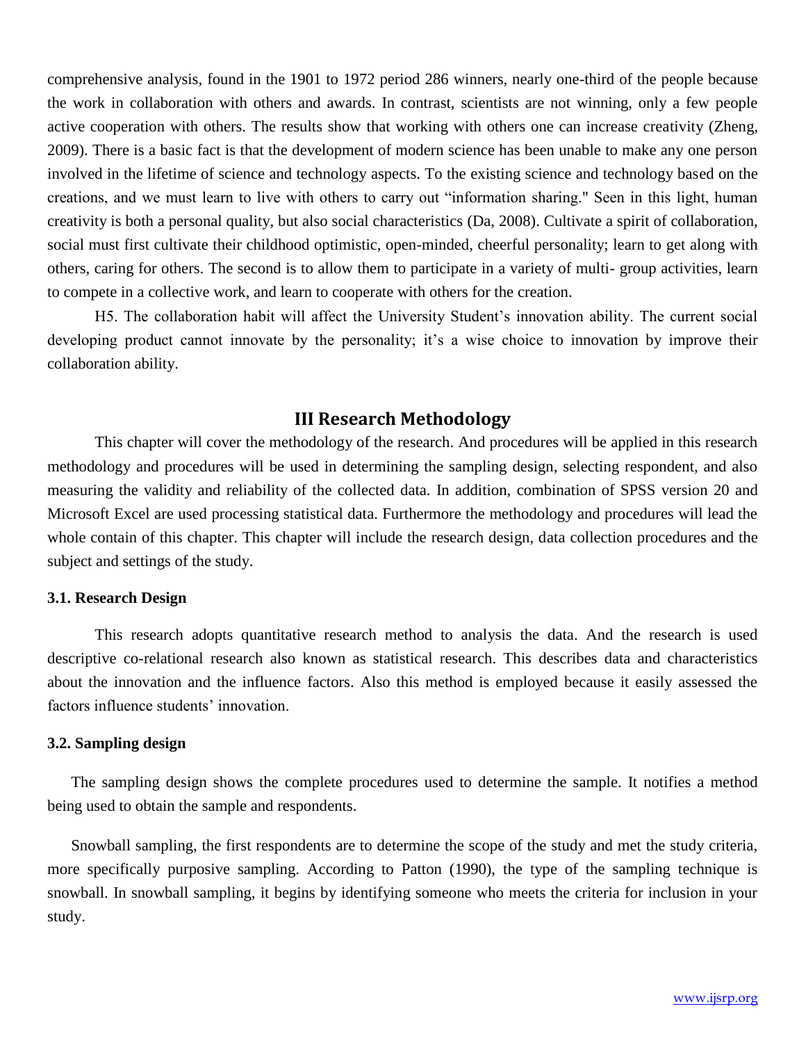comprehensive analysis, found in the 1901 to 1972 period 286 winners, nearly one-third of the people because the work in collaboration with others and awards. In contrast, scientists are not winning, only a few people active cooperation with others. The results show that working with others one can increase creativity (Zheng, 2009). There is a basic fact is that the development of modern science has been unable to make any one person involved in the lifetime of science and technology aspects. To the existing science and technology based on the creations, and we must learn to live with others to carry out "information sharing." Seen in this light, human creativity is both a personal quality, but also social characteristics (Da, 2008). Cultivate a spirit of collaboration, social must first cultivate their childhood optimistic, open-minded, cheerful personality; learn to get along with others, caring for others. The second is to allow them to participate in a variety of multi- group activities, learn to compete in a collective work, and learn to cooperate with others for the creation.

H5. The collaboration habit will affect the University Student's innovation ability. The current social developing product cannot innovate by the personality; it's a wise choice to innovation by improve their collaboration ability.

## III Research Methodology

This chapter will cover the methodology of the research. And procedures will be applied in this research methodology and procedures will be used in determining the sampling design, selecting respondent, and also measuring the validity and reliability of the collected data. In addition, combination of SPSS version 20 and Microsoft Excel are used processing statistical data. Furthermore the methodology and procedures will lead the whole contain of this chapter. This chapter will include the research design, data collection procedures and the subject and settings of the study.

### 3.1. Research Design

This research adopts quantitative research method to analysis the data. And the research is used descriptive co-relational research also known as statistical research. This describes data and characteristics about the innovation and the influence factors. Also this method is employed because it easily assessed the factors influence students' innovation.

### 3.2. Sampling design

The sampling design shows the complete procedures used to determine the sample. It notifies a method being used to obtain the sample and respondents.

Snowball sampling, the first respondents are to determine the scope of the study and met the study criteria, more specifically purposive sampling. According to Patton (1990), the type of the sampling technique is snowball. In snowball sampling, it begins by identifying someone who meets the criteria for inclusion in your study.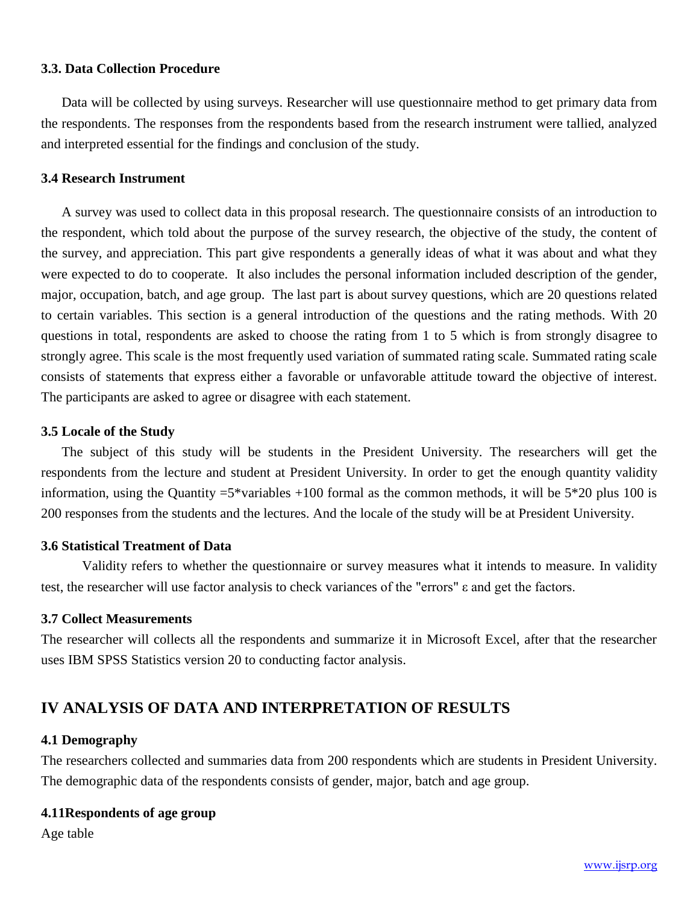### 3.3. Data Collection Procedure

Data will be collected by using surveys. Researcher will use questionnaire method to get primary data from the respondents. The responses from the respondents based from the research instrument were tallied, analyzed and interpreted essential for the findings and conclusion of the study.

### 3.4 Research Instrument

A survey was used to collect data in this proposal research. The questionnaire consists of an introduction to the respondent, which told about the purpose of the survey research, the objective of the study, the content of the survey, and appreciation. This part give respondents a generally ideas of what it was about and what they were expected to do to cooperate. It also includes the personal information included description of the gender, major, occupation, batch, and age group. The last part is about survey questions, which are 20 questions related to certain variables. This section is a general introduction of the questions and the rating methods. With 20 questions in total, respondents are asked to choose the rating from 1 to 5 which is from strongly disagree to strongly agree. This scale is the most frequently used variation of summated rating scale. Summated rating scale consists of statements that express either a favorable or unfavorable attitude toward the objective of interest. The participants are asked to agree or disagree with each statement.

### 3.5 Locale of the Study

The subject of this study will be students in the President University. The researchers will get the respondents from the lecture and student at President University. In order to get the enough quantity validity information, using the Quantity =5*variables +100 formal as the common methods, it will be 5*20 plus 100 is 200 responses from the students and the lectures. And the locale of the study will be at President University.

### 3.6 Statistical Treatment of Data

Validity refers to whether the questionnaire or survey measures what it intends to measure. In validity test, the researcher will use factor analysis to check variances of the "errors" $\varepsilon$ and get the factors.

### 3.7 Collect Measurements

The researcher will collects all the respondents and summarize it in Microsoft Excel, after that the researcher uses IBM SPSS Statistics version 20 to conducting factor analysis.

## IV ANALYSIS OF DATA AND INTERPRETATION OF RESULTS

### 4.1 Demography

The researchers collected and summaries data from 200 respondents which are students in President University. The demographic data of the respondents consists of gender, major, batch and age group.

### 4.11Respondents of age group

Age table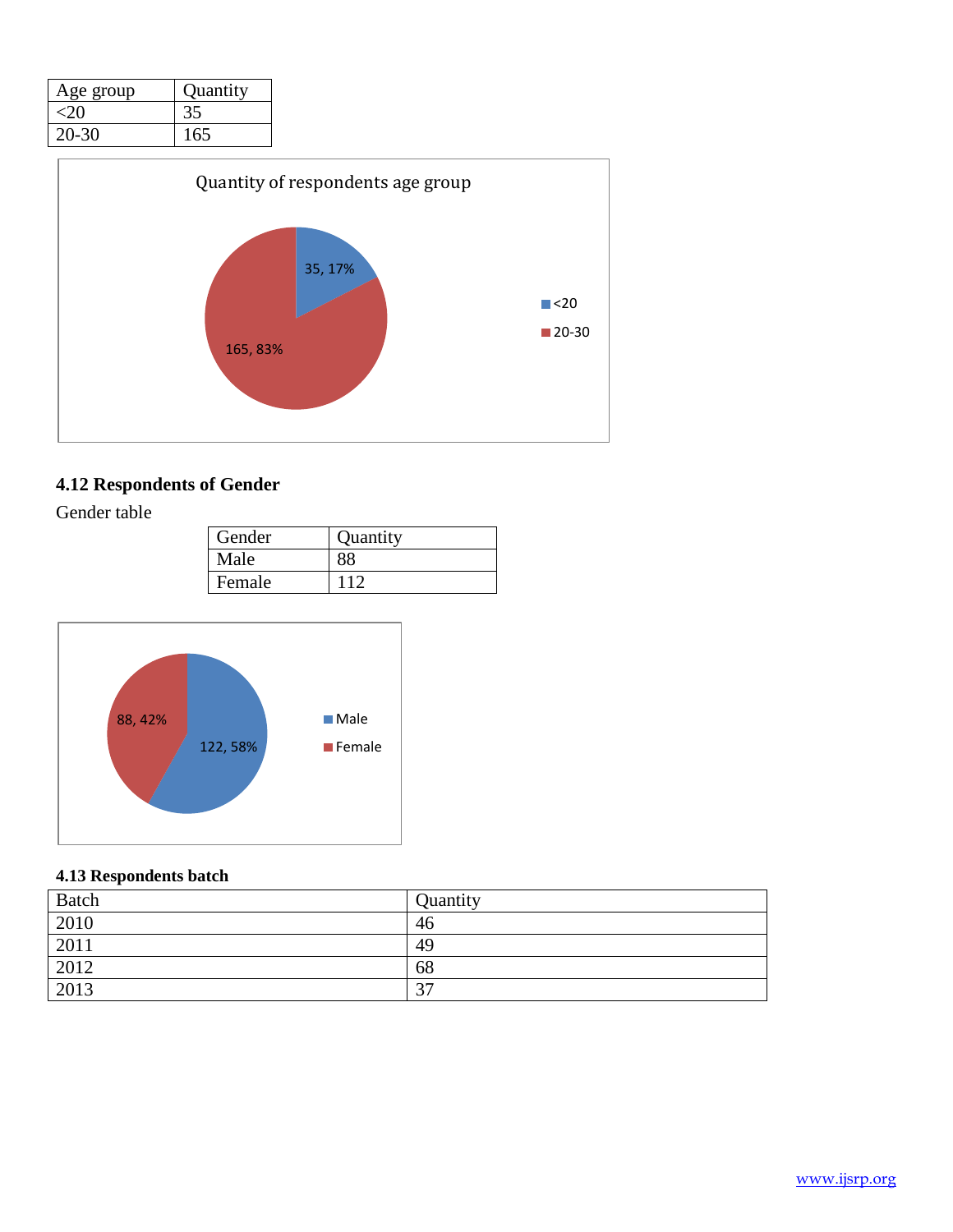| Age group | Quantity |
|---|---|
| <20 | 35 |
| 20-30 | 165 |

## 4.12 Respondents of Gender

Gender table

| Gender | Quantity |
|---|---|
| Male | 88 |
| Female | 112 |

## 4.13 Respondents batch

| Batch | Quantity |
|---|---|
| 2010 | 46 |
| 2011 | 49 |
| 2012 | 68 |
| 2013 | 37 |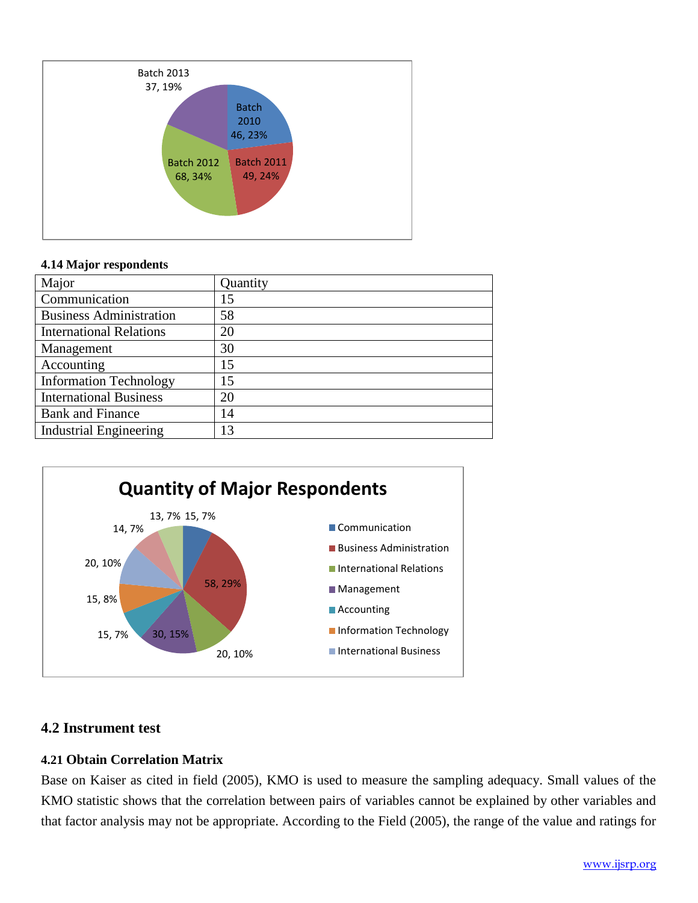Batch 2013 37, 19%

Batch 2010 46, 23%

Batch 2012 68, 34%

Batch 2011 49, 24%

#### 4.14 Major respondents

| Major | Quantity |
|---|---|
| Communication | 15 |
| Business Administration | 58 |
| International Relations | 20 |
| Management | 30 |
| Accounting | 15 |
| Information Technology | 15 |
| International Business | 20 |
| Bank and Finance | 14 |
| Industrial Engineering | 13 |

**Quantity of Major Respondents**

15, 7% · 58, 29% · 20, 10% · 30, 15% · 15, 7% · 15, 8% · 20, 10% · 14, 7% · 13, 7%

Communication · Business Administration · International Relations · Management · Accounting · Information Technology · International Business

## 4.2 Instrument test

### 4.21 Obtain Correlation Matrix

Base on Kaiser as cited in field (2005), KMO is used to measure the sampling adequacy. Small values of the KMO statistic shows that the correlation between pairs of variables cannot be explained by other variables and that factor analysis may not be appropriate. According to the Field (2005), the range of the value and ratings for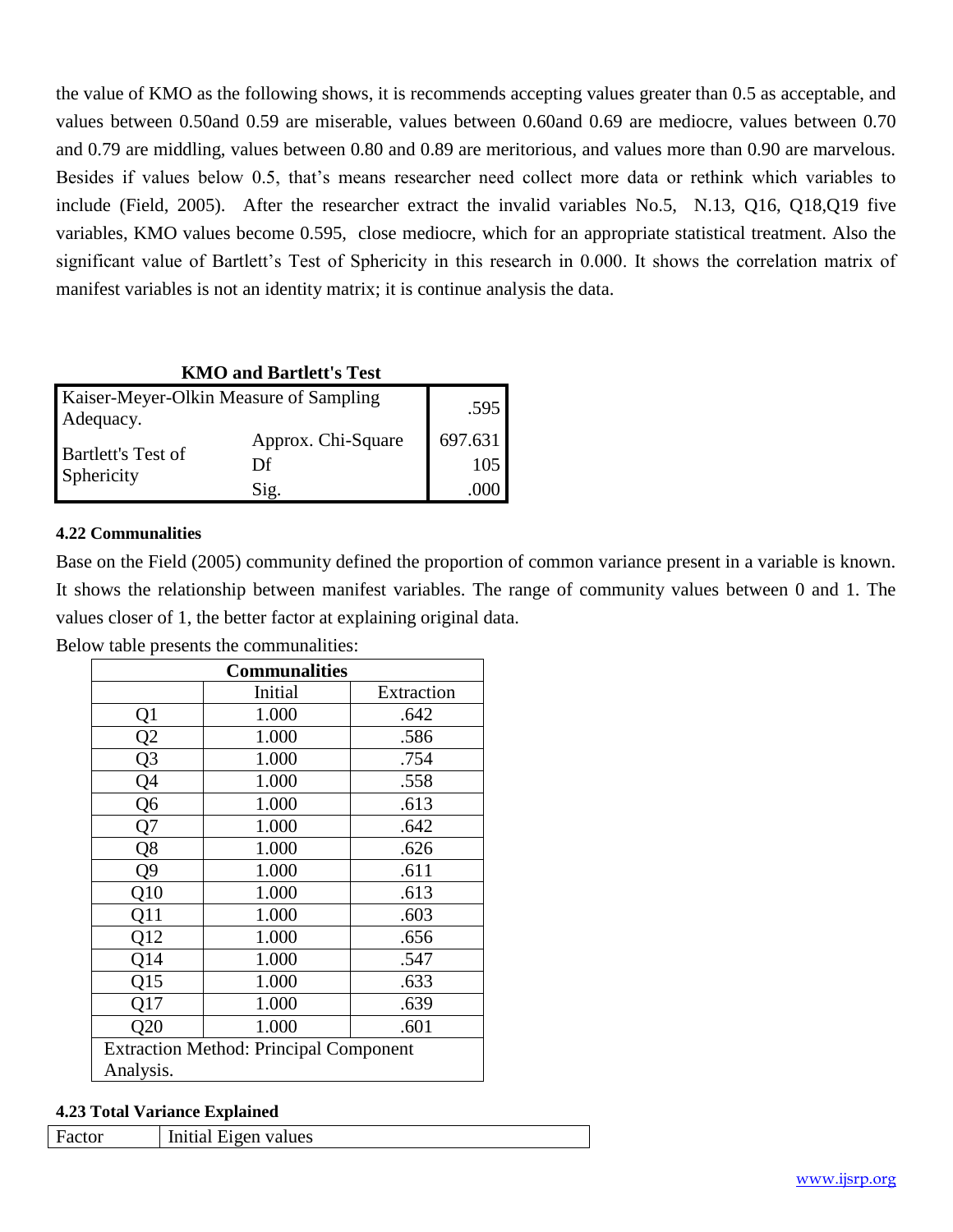the value of KMO as the following shows, it is recommends accepting values greater than 0.5 as acceptable, and values between 0.50and 0.59 are miserable, values between 0.60and 0.69 are mediocre, values between 0.70 and 0.79 are middling, values between 0.80 and 0.89 are meritorious, and values more than 0.90 are marvelous. Besides if values below 0.5, that's means researcher need collect more data or rethink which variables to include (Field, 2005). After the researcher extract the invalid variables No.5, N.13, Q16, Q18,Q19 five variables, KMO values become 0.595, close mediocre, which for an appropriate statistical treatment. Also the significant value of Bartlett's Test of Sphericity in this research in 0.000. It shows the correlation matrix of manifest variables is not an identity matrix; it is continue analysis the data.

**KMO and Bartlett's Test**

| | | |
|---|---|---|
| Kaiser-Meyer-Olkin Measure of Sampling Adequacy. | | .595 |
| Bartlett's Test of Sphericity | Approx. Chi-Square | 697.631 |
| | Df | 105 |
| | Sig. | .000 |

#### 4.22 Communalities

Base on the Field (2005) community defined the proportion of common variance present in a variable is known. It shows the relationship between manifest variables. The range of community values between 0 and 1. The values closer of 1, the better factor at explaining original data.

Below table presents the communalities:

**Communalities**

| | Initial | Extraction |
|---|---|---|
| Q1 | 1.000 | .642 |
| Q2 | 1.000 | .586 |
| Q3 | 1.000 | .754 |
| Q4 | 1.000 | .558 |
| Q6 | 1.000 | .613 |
| Q7 | 1.000 | .642 |
| Q8 | 1.000 | .626 |
| Q9 | 1.000 | .611 |
| Q10 | 1.000 | .613 |
| Q11 | 1.000 | .603 |
| Q12 | 1.000 | .656 |
| Q14 | 1.000 | .547 |
| Q15 | 1.000 | .633 |
| Q17 | 1.000 | .639 |
| Q20 | 1.000 | .601 |

Extraction Method: Principal Component Analysis.

#### 4.23 Total Variance Explained

| Factor | Initial Eigen values |
|---|---|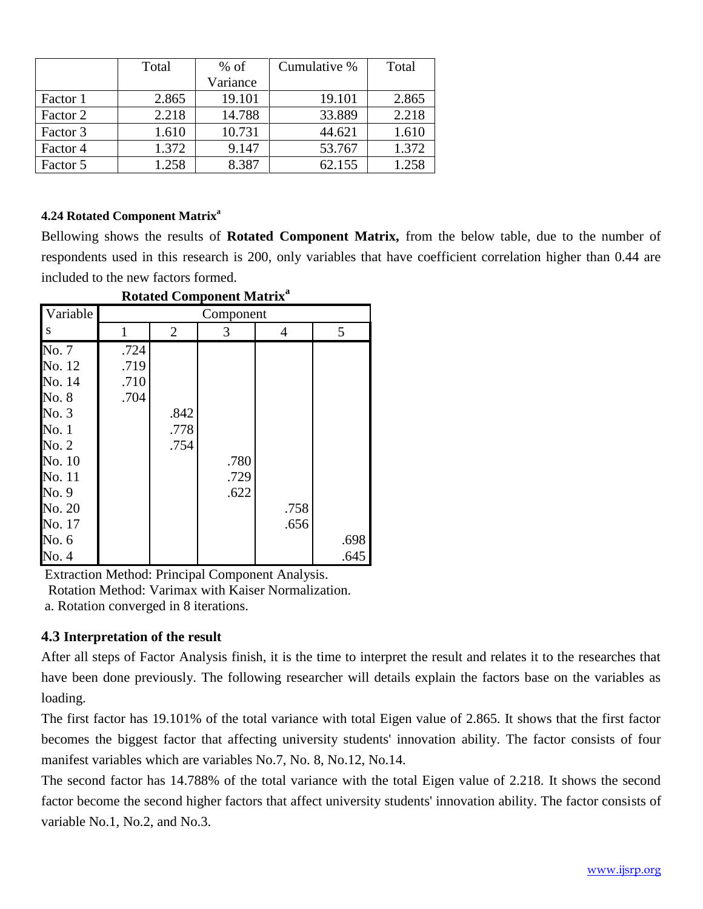|  | Total | % of Variance | Cumulative % | Total |
|---|---|---|---|---|
| Factor 1 | 2.865 | 19.101 | 19.101 | 2.865 |
| Factor 2 | 2.218 | 14.788 | 33.889 | 2.218 |
| Factor 3 | 1.610 | 10.731 | 44.621 | 1.610 |
| Factor 4 | 1.372 | 9.147 | 53.767 | 1.372 |
| Factor 5 | 1.258 | 8.387 | 62.155 | 1.258 |

#### 4.24 Rotated Component Matrix[a]

Bellowing shows the results of **Rotated Component Matrix,** from the below table, due to the number of respondents used in this research is 200, only variables that have coefficient correlation higher than 0.44 are included to the new factors formed.

**Rotated Component Matrix[a]**

| Variables | Component | | | | |
|---|---|---|---|---|---|
| | 1 | 2 | 3 | 4 | 5 |
| No. 7 | .724 | | | | |
| No. 12 | .719 | | | | |
| No. 14 | .710 | | | | |
| No. 8 | .704 | | | | |
| No. 3 | | .842 | | | |
| No. 1 | | .778 | | | |
| No. 2 | | .754 | | | |
| No. 10 | | | .780 | | |
| No. 11 | | | .729 | | |
| No. 9 | | | .622 | | |
| No. 20 | | | | .758 | |
| No. 17 | | | | .656 | |
| No. 6 | | | | | .698 |
| No. 4 | | | | | .645 |

Extraction Method: Principal Component Analysis.
Rotation Method: Varimax with Kaiser Normalization.
a. Rotation converged in 8 iterations.

### 4.3 Interpretation of the result

After all steps of Factor Analysis finish, it is the time to interpret the result and relates it to the researches that have been done previously. The following researcher will details explain the factors base on the variables as loading.

The first factor has 19.101% of the total variance with total Eigen value of 2.865. It shows that the first factor becomes the biggest factor that affecting university students' innovation ability. The factor consists of four manifest variables which are variables No.7, No. 8, No.12, No.14.

The second factor has 14.788% of the total variance with the total Eigen value of 2.218. It shows the second factor become the second higher factors that affect university students' innovation ability. The factor consists of variable No.1, No.2, and No.3.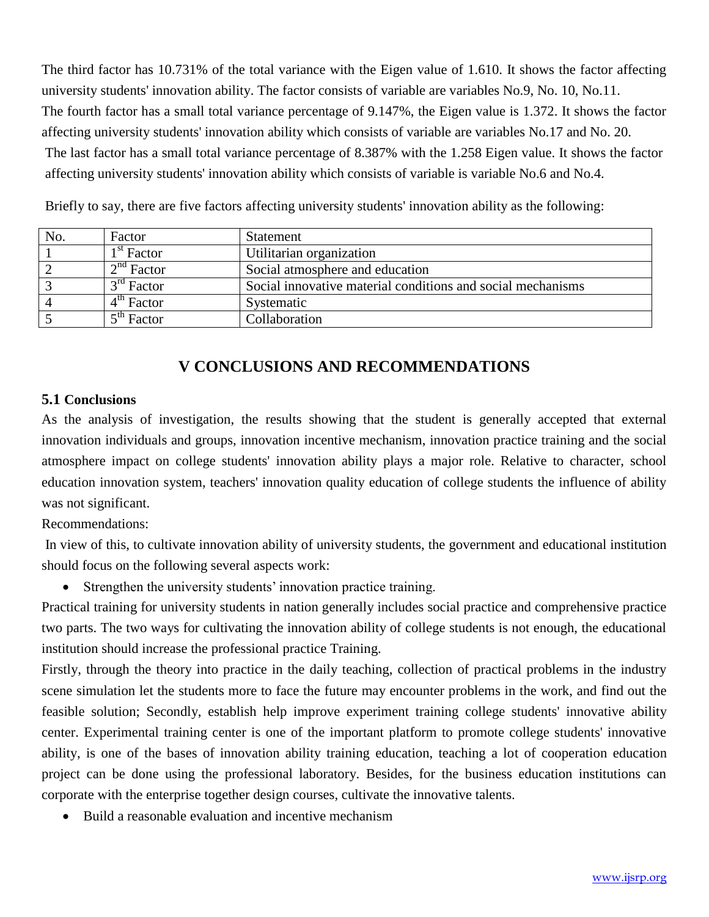The third factor has 10.731% of the total variance with the Eigen value of 1.610. It shows the factor affecting university students' innovation ability. The factor consists of variable are variables No.9, No. 10, No.11.
The fourth factor has a small total variance percentage of 9.147%, the Eigen value is 1.372. It shows the factor affecting university students' innovation ability which consists of variable are variables No.17 and No. 20.
The last factor has a small total variance percentage of 8.387% with the 1.258 Eigen value. It shows the factor affecting university students' innovation ability which consists of variable is variable No.6 and No.4.

Briefly to say, there are five factors affecting university students' innovation ability as the following:

| No. | Factor | Statement |
|---|---|---|
| 1 | 1st Factor | Utilitarian organization |
| 2 | 2nd Factor | Social atmosphere and education |
| 3 | 3rd Factor | Social innovative material conditions and social mechanisms |
| 4 | 4th Factor | Systematic |
| 5 | 5th Factor | Collaboration |

## V CONCLUSIONS AND RECOMMENDATIONS

### 5.1 Conclusions

As the analysis of investigation, the results showing that the student is generally accepted that external innovation individuals and groups, innovation incentive mechanism, innovation practice training and the social atmosphere impact on college students' innovation ability plays a major role. Relative to character, school education innovation system, teachers' innovation quality education of college students the influence of ability was not significant.

Recommendations:

In view of this, to cultivate innovation ability of university students, the government and educational institution should focus on the following several aspects work:

- Strengthen the university students' innovation practice training.

Practical training for university students in nation generally includes social practice and comprehensive practice two parts. The two ways for cultivating the innovation ability of college students is not enough, the educational institution should increase the professional practice Training.

Firstly, through the theory into practice in the daily teaching, collection of practical problems in the industry scene simulation let the students more to face the future may encounter problems in the work, and find out the feasible solution; Secondly, establish help improve experiment training college students' innovative ability center. Experimental training center is one of the important platform to promote college students' innovative ability, is one of the bases of innovation ability training education, teaching a lot of cooperation education project can be done using the professional laboratory. Besides, for the business education institutions can corporate with the enterprise together design courses, cultivate the innovative talents.

- Build a reasonable evaluation and incentive mechanism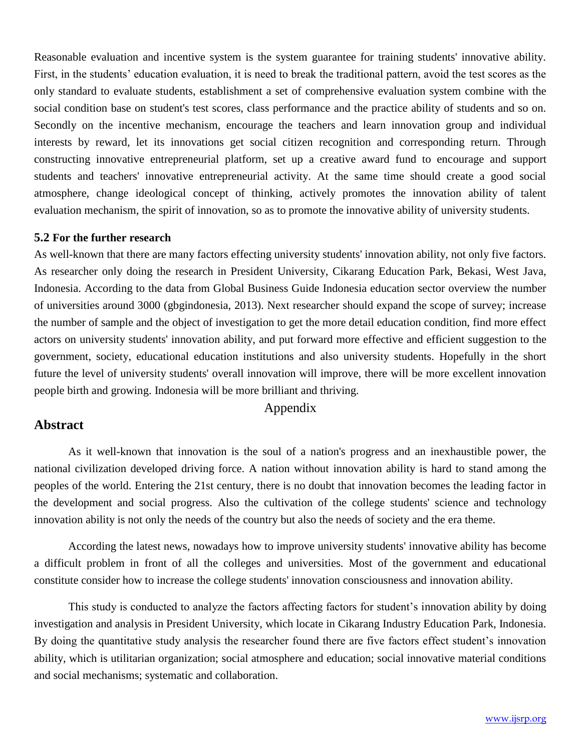Reasonable evaluation and incentive system is the system guarantee for training students' innovative ability. First, in the students' education evaluation, it is need to break the traditional pattern, avoid the test scores as the only standard to evaluate students, establishment a set of comprehensive evaluation system combine with the social condition base on student's test scores, class performance and the practice ability of students and so on. Secondly on the incentive mechanism, encourage the teachers and learn innovation group and individual interests by reward, let its innovations get social citizen recognition and corresponding return. Through constructing innovative entrepreneurial platform, set up a creative award fund to encourage and support students and teachers' innovative entrepreneurial activity. At the same time should create a good social atmosphere, change ideological concept of thinking, actively promotes the innovation ability of talent evaluation mechanism, the spirit of innovation, so as to promote the innovative ability of university students.

### 5.2 For the further research

As well-known that there are many factors effecting university students' innovation ability, not only five factors. As researcher only doing the research in President University, Cikarang Education Park, Bekasi, West Java, Indonesia. According to the data from Global Business Guide Indonesia education sector overview the number of universities around 3000 (gbgindonesia, 2013). Next researcher should expand the scope of survey; increase the number of sample and the object of investigation to get the more detail education condition, find more effect actors on university students' innovation ability, and put forward more effective and efficient suggestion to the government, society, educational education institutions and also university students. Hopefully in the short future the level of university students' overall innovation will improve, there will be more excellent innovation people birth and growing. Indonesia will be more brilliant and thriving.

## Appendix

## Abstract

As it well-known that innovation is the soul of a nation's progress and an inexhaustible power, the national civilization developed driving force. A nation without innovation ability is hard to stand among the peoples of the world. Entering the 21st century, there is no doubt that innovation becomes the leading factor in the development and social progress. Also the cultivation of the college students' science and technology innovation ability is not only the needs of the country but also the needs of society and the era theme.

According the latest news, nowadays how to improve university students' innovative ability has become a difficult problem in front of all the colleges and universities. Most of the government and educational constitute consider how to increase the college students' innovation consciousness and innovation ability.

This study is conducted to analyze the factors affecting factors for student's innovation ability by doing investigation and analysis in President University, which locate in Cikarang Industry Education Park, Indonesia. By doing the quantitative study analysis the researcher found there are five factors effect student's innovation ability, which is utilitarian organization; social atmosphere and education; social innovative material conditions and social mechanisms; systematic and collaboration.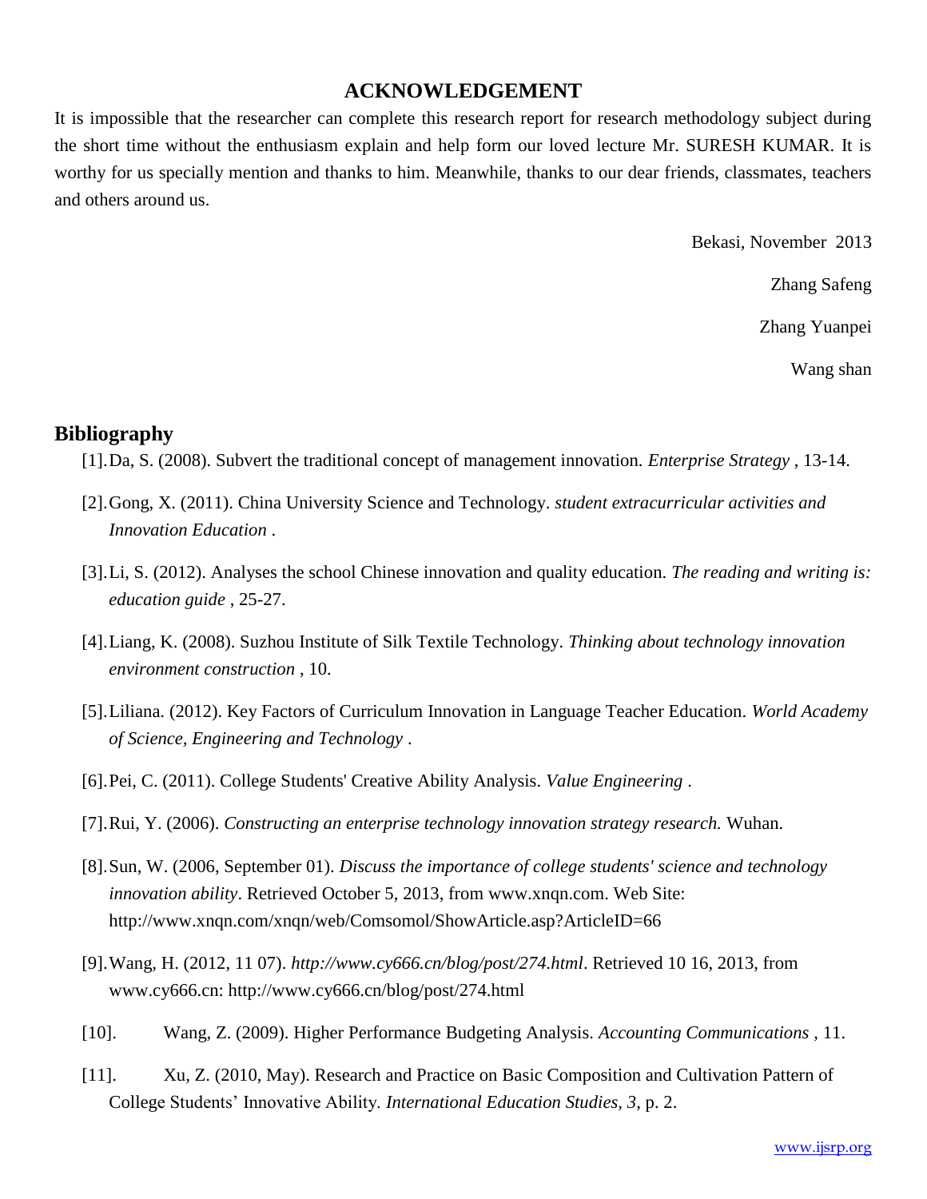## ACKNOWLEDGEMENT

It is impossible that the researcher can complete this research report for research methodology subject during the short time without the enthusiasm explain and help form our loved lecture Mr. SURESH KUMAR. It is worthy for us specially mention and thanks to him. Meanwhile, thanks to our dear friends, classmates, teachers and others around us.

Bekasi, November 2013

Zhang Safeng

Zhang Yuanpei

Wang shan

## Bibliography

[1]. Da, S. (2008). Subvert the traditional concept of management innovation. *Enterprise Strategy* , 13-14.

[2]. Gong, X. (2011). China University Science and Technology. *student extracurricular activities and Innovation Education* .

[3]. Li, S. (2012). Analyses the school Chinese innovation and quality education. *The reading and writing is: education guide* , 25-27.

[4]. Liang, K. (2008). Suzhou Institute of Silk Textile Technology. *Thinking about technology innovation environment construction* , 10.

[5]. Liliana. (2012). Key Factors of Curriculum Innovation in Language Teacher Education. *World Academy of Science, Engineering and Technology* .

[6]. Pei, C. (2011). College Students' Creative Ability Analysis. *Value Engineering* .

[7]. Rui, Y. (2006). *Constructing an enterprise technology innovation strategy research.* Wuhan.

[8]. Sun, W. (2006, September 01). *Discuss the importance of college students' science and technology innovation ability*. Retrieved October 5, 2013, from www.xnqn.com. Web Site: http://www.xnqn.com/xnqn/web/Comsomol/ShowArticle.asp?ArticleID=66

[9]. Wang, H. (2012, 11 07). *http://www.cy666.cn/blog/post/274.html*. Retrieved 10 16, 2013, from www.cy666.cn: http://www.cy666.cn/blog/post/274.html

[10]. Wang, Z. (2009). Higher Performance Budgeting Analysis. *Accounting Communications* , 11.

[11]. Xu, Z. (2010, May). Research and Practice on Basic Composition and Cultivation Pattern of College Students' Innovative Ability. *International Education Studies, 3*, p. 2.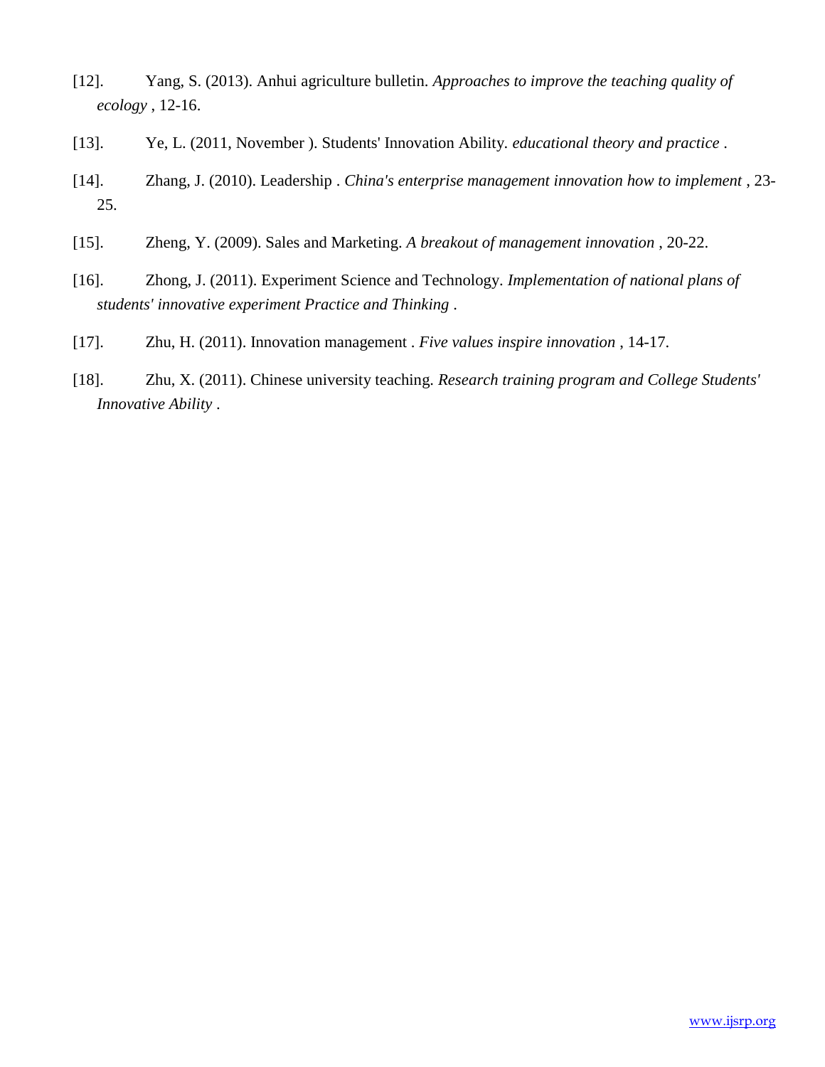[12]. Yang, S. (2013). Anhui agriculture bulletin. *Approaches to improve the teaching quality of ecology* , 12-16.

[13]. Ye, L. (2011, November ). Students' Innovation Ability. *educational theory and practice* .

[14]. Zhang, J. (2010). Leadership . *China's enterprise management innovation how to implement* , 23-25.

[15]. Zheng, Y. (2009). Sales and Marketing. *A breakout of management innovation* , 20-22.

[16]. Zhong, J. (2011). Experiment Science and Technology. *Implementation of national plans of students' innovative experiment Practice and Thinking* .

[17]. Zhu, H. (2011). Innovation management . *Five values inspire innovation* , 14-17.

[18]. Zhu, X. (2011). Chinese university teaching. *Research training program and College Students' Innovative Ability* .